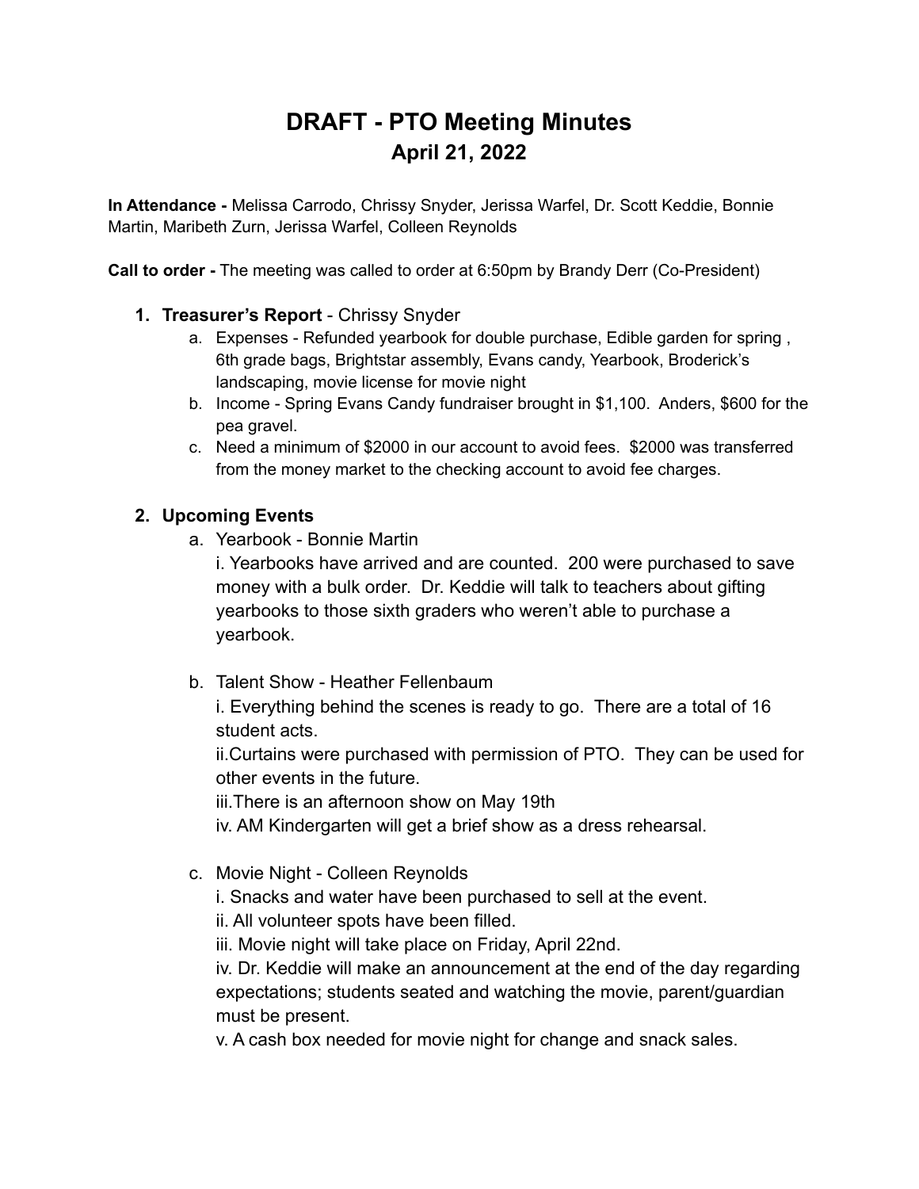# DRAFT - PTO Meeting Minutes
## April 21, 2022

**In Attendance -** Melissa Carrodo, Chrissy Snyder, Jerissa Warfel, Dr. Scott Keddie, Bonnie Martin, Maribeth Zurn, Jerissa Warfel, Colleen Reynolds

**Call to order -** The meeting was called to order at 6:50pm by Brandy Derr (Co-President)

1. **Treasurer's Report** - Chrissy Snyder
   a. Expenses - Refunded yearbook for double purchase, Edible garden for spring , 6th grade bags, Brightstar assembly, Evans candy, Yearbook, Broderick's landscaping, movie license for movie night
   b. Income - Spring Evans Candy fundraiser brought in $1,100. Anders, $600 for the pea gravel.
   c. Need a minimum of $2000 in our account to avoid fees. $2000 was transferred from the money market to the checking account to avoid fee charges.

2. **Upcoming Events**
   a. Yearbook - Bonnie Martin
      i. Yearbooks have arrived and are counted. 200 were purchased to save money with a bulk order. Dr. Keddie will talk to teachers about gifting yearbooks to those sixth graders who weren't able to purchase a yearbook.

   b. Talent Show - Heather Fellenbaum
      i. Everything behind the scenes is ready to go. There are a total of 16 student acts.
      ii.Curtains were purchased with permission of PTO. They can be used for other events in the future.
      iii.There is an afternoon show on May 19th
      iv. AM Kindergarten will get a brief show as a dress rehearsal.

   c. Movie Night - Colleen Reynolds
      i. Snacks and water have been purchased to sell at the event.
      ii. All volunteer spots have been filled.
      iii. Movie night will take place on Friday, April 22nd.
      iv. Dr. Keddie will make an announcement at the end of the day regarding expectations; students seated and watching the movie, parent/guardian must be present.
      v. A cash box needed for movie night for change and snack sales.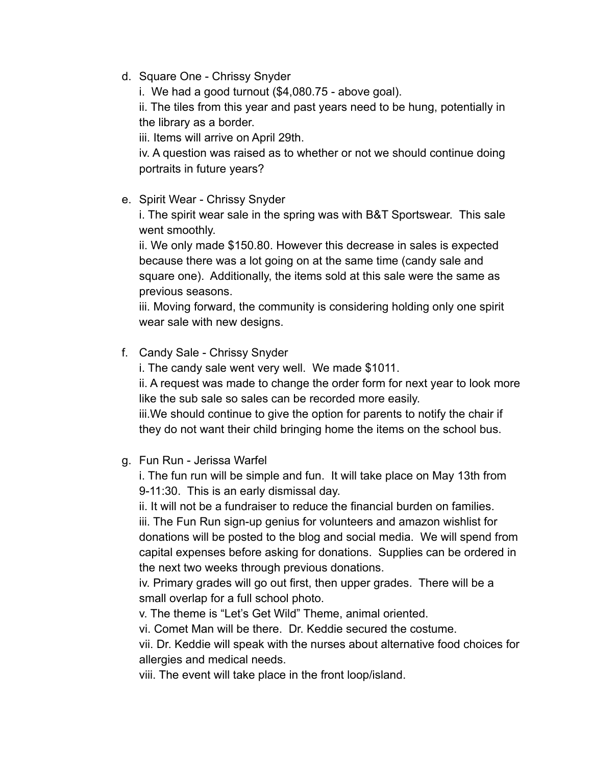d. Square One - Chrissy Snyder
   i. We had a good turnout ($4,080.75 - above goal).
   ii. The tiles from this year and past years need to be hung, potentially in the library as a border.
   iii. Items will arrive on April 29th.
   iv. A question was raised as to whether or not we should continue doing portraits in future years?

e. Spirit Wear - Chrissy Snyder
   i. The spirit wear sale in the spring was with B&T Sportswear. This sale went smoothly.
   ii. We only made $150.80. However this decrease in sales is expected because there was a lot going on at the same time (candy sale and square one). Additionally, the items sold at this sale were the same as previous seasons.
   iii. Moving forward, the community is considering holding only one spirit wear sale with new designs.

f. Candy Sale - Chrissy Snyder
   i. The candy sale went very well. We made $1011.
   ii. A request was made to change the order form for next year to look more like the sub sale so sales can be recorded more easily.
   iii.We should continue to give the option for parents to notify the chair if they do not want their child bringing home the items on the school bus.

g. Fun Run - Jerissa Warfel
   i. The fun run will be simple and fun. It will take place on May 13th from 9-11:30. This is an early dismissal day.
   ii. It will not be a fundraiser to reduce the financial burden on families.
   iii. The Fun Run sign-up genius for volunteers and amazon wishlist for donations will be posted to the blog and social media. We will spend from capital expenses before asking for donations. Supplies can be ordered in the next two weeks through previous donations.
   iv. Primary grades will go out first, then upper grades. There will be a small overlap for a full school photo.
   v. The theme is "Let's Get Wild" Theme, animal oriented.
   vi. Comet Man will be there. Dr. Keddie secured the costume.
   vii. Dr. Keddie will speak with the nurses about alternative food choices for allergies and medical needs.
   viii. The event will take place in the front loop/island.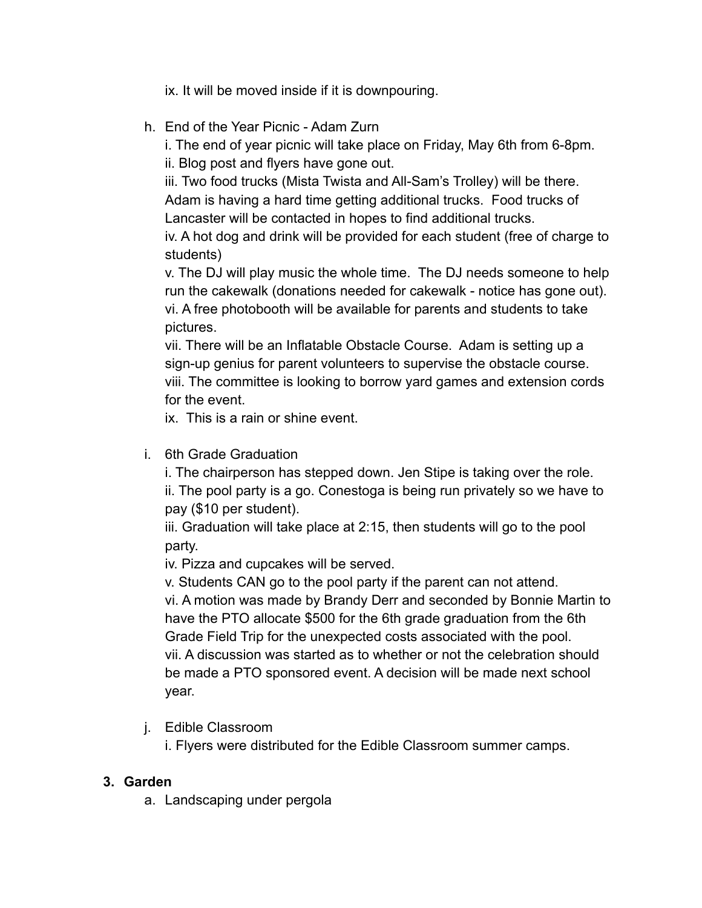ix. It will be moved inside if it is downpouring.

h. End of the Year Picnic - Adam Zurn
   i. The end of year picnic will take place on Friday, May 6th from 6-8pm.
   ii. Blog post and flyers have gone out.
   iii. Two food trucks (Mista Twista and All-Sam's Trolley) will be there. Adam is having a hard time getting additional trucks. Food trucks of Lancaster will be contacted in hopes to find additional trucks.
   iv. A hot dog and drink will be provided for each student (free of charge to students)
   v. The DJ will play music the whole time. The DJ needs someone to help run the cakewalk (donations needed for cakewalk - notice has gone out).
   vi. A free photobooth will be available for parents and students to take pictures.
   vii. There will be an Inflatable Obstacle Course. Adam is setting up a sign-up genius for parent volunteers to supervise the obstacle course.
   viii. The committee is looking to borrow yard games and extension cords for the event.
   ix. This is a rain or shine event.

i. 6th Grade Graduation
   i. The chairperson has stepped down. Jen Stipe is taking over the role.
   ii. The pool party is a go. Conestoga is being run privately so we have to pay ($10 per student).
   iii. Graduation will take place at 2:15, then students will go to the pool party.
   iv. Pizza and cupcakes will be served.
   v. Students CAN go to the pool party if the parent can not attend.
   vi. A motion was made by Brandy Derr and seconded by Bonnie Martin to have the PTO allocate $500 for the 6th grade graduation from the 6th Grade Field Trip for the unexpected costs associated with the pool.
   vii. A discussion was started as to whether or not the celebration should be made a PTO sponsored event. A decision will be made next school year.

j. Edible Classroom
   i. Flyers were distributed for the Edible Classroom summer camps.

**3. Garden**

a. Landscaping under pergola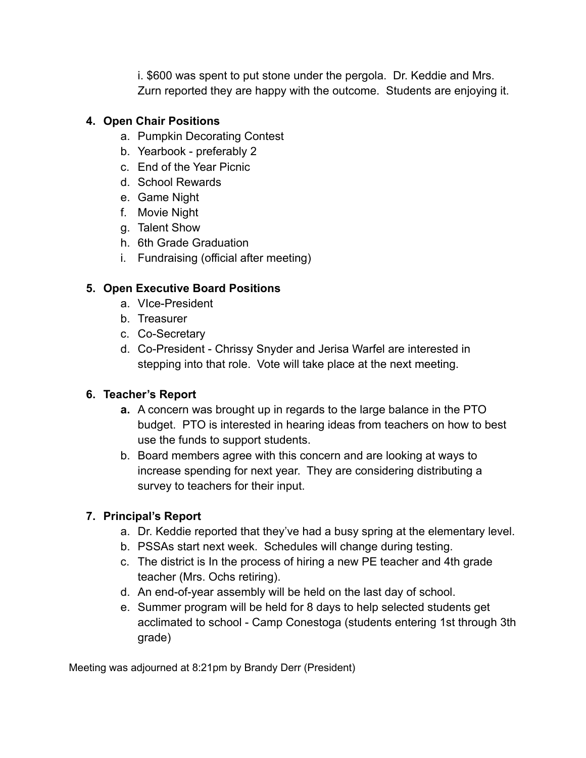i. $600 was spent to put stone under the pergola. Dr. Keddie and Mrs. Zurn reported they are happy with the outcome. Students are enjoying it.

4. **Open Chair Positions**
   a. Pumpkin Decorating Contest
   b. Yearbook - preferably 2
   c. End of the Year Picnic
   d. School Rewards
   e. Game Night
   f. Movie Night
   g. Talent Show
   h. 6th Grade Graduation
   i. Fundraising (official after meeting)

5. **Open Executive Board Positions**
   a. VIce-President
   b. Treasurer
   c. Co-Secretary
   d. Co-President - Chrissy Snyder and Jerisa Warfel are interested in stepping into that role. Vote will take place at the next meeting.

6. **Teacher's Report**
   **a.** A concern was brought up in regards to the large balance in the PTO budget. PTO is interested in hearing ideas from teachers on how to best use the funds to support students.
   b. Board members agree with this concern and are looking at ways to increase spending for next year. They are considering distributing a survey to teachers for their input.

7. **Principal's Report**
   a. Dr. Keddie reported that they've had a busy spring at the elementary level.
   b. PSSAs start next week. Schedules will change during testing.
   c. The district is In the process of hiring a new PE teacher and 4th grade teacher (Mrs. Ochs retiring).
   d. An end-of-year assembly will be held on the last day of school.
   e. Summer program will be held for 8 days to help selected students get acclimated to school - Camp Conestoga (students entering 1st through 3th grade)

Meeting was adjourned at 8:21pm by Brandy Derr (President)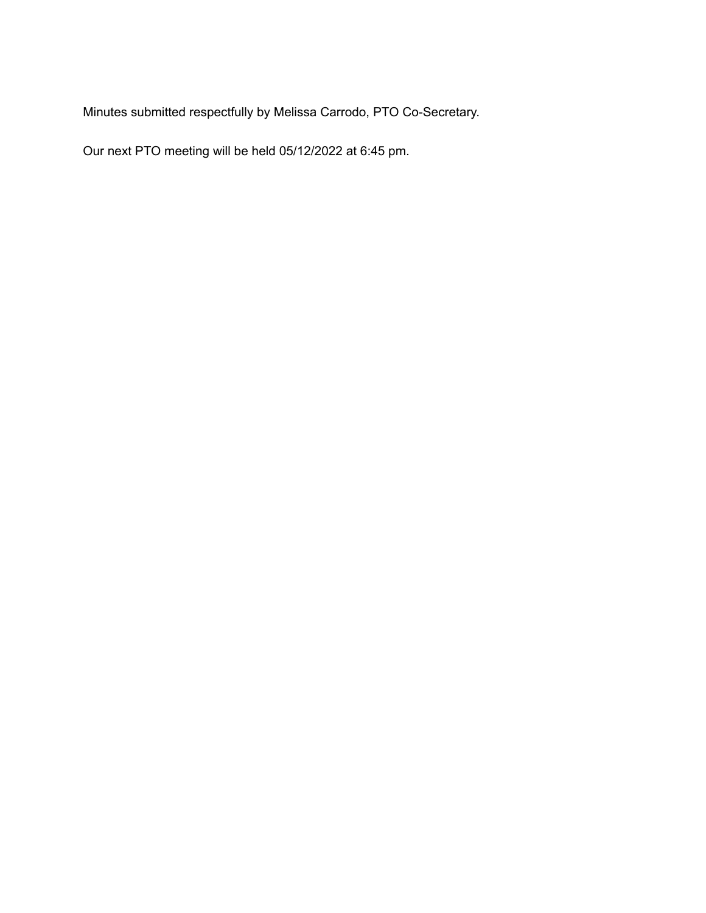Minutes submitted respectfully by Melissa Carrodo, PTO Co-Secretary.

Our next PTO meeting will be held 05/12/2022 at 6:45 pm.